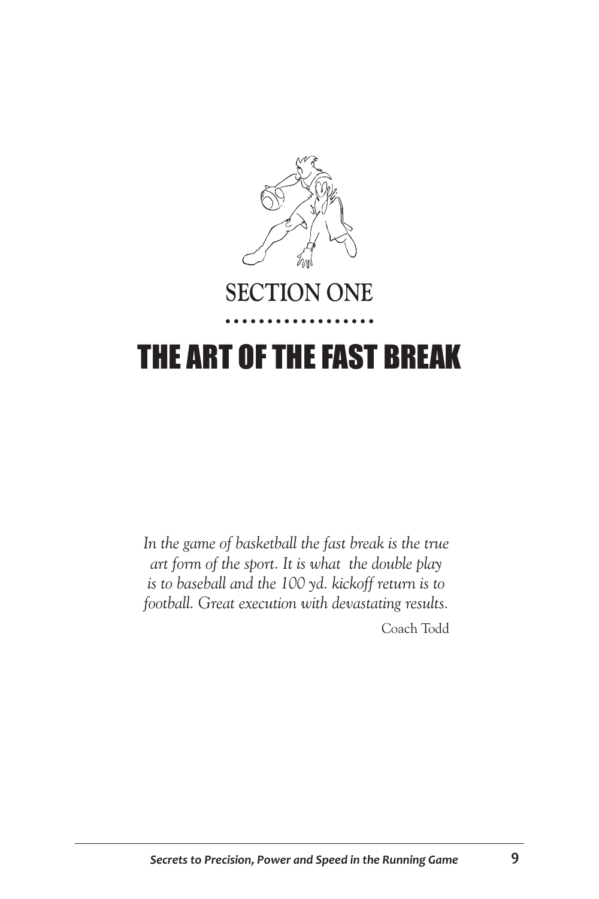## SECTION ONE

# THE ART OF THE FAST BREAK

*In the game of basketball the fast break is the true art form of the sport. It is what the double play is to baseball and the 100 yd. kickoff return is to football. Great execution with devastating results.*

Coach Todd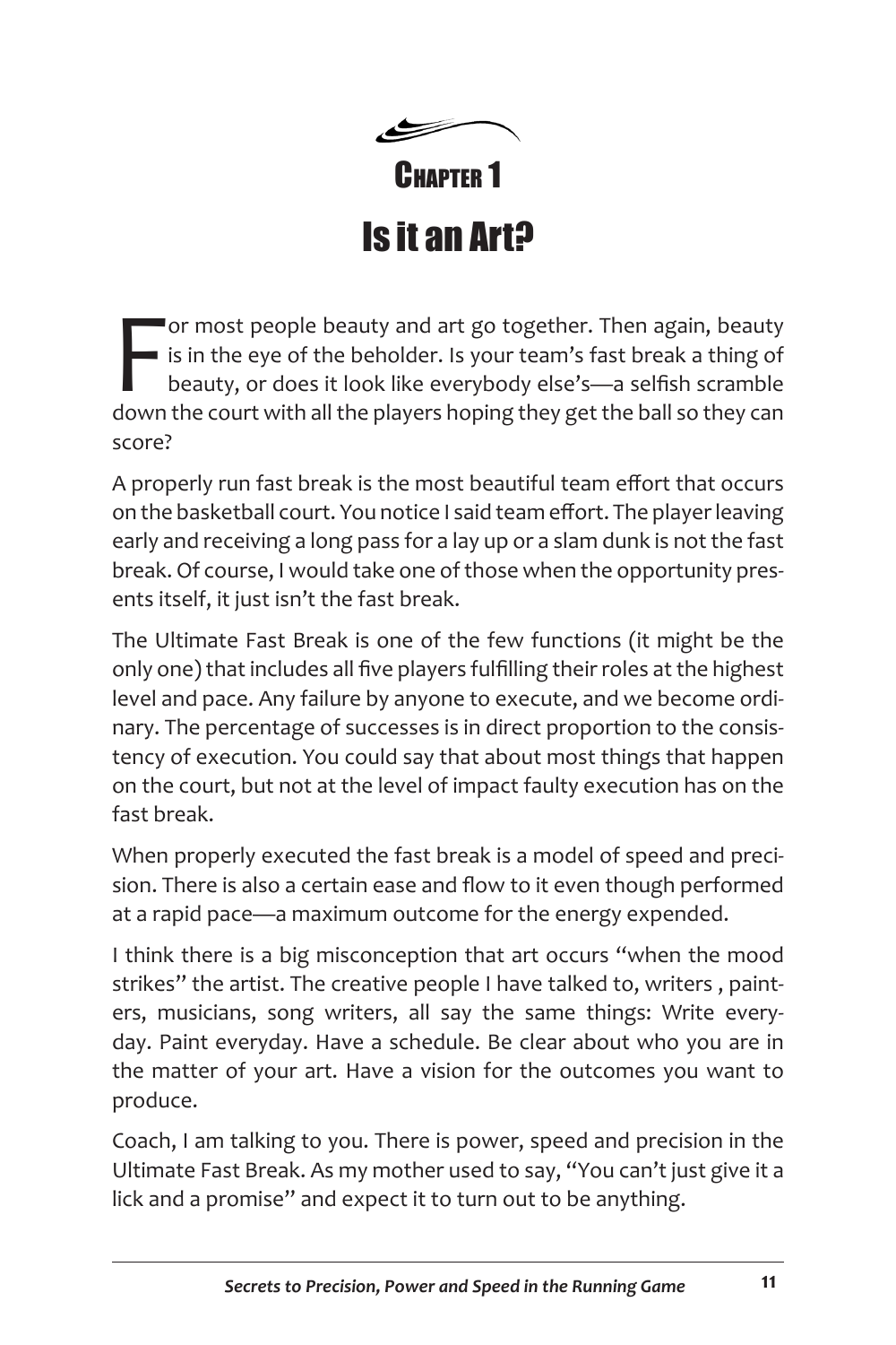# Chapter 1

# Is it an Art?

For most people beauty and art go together. Then again, beauty is in the eye of the beholder. Is your team's fast break a thing of beauty, or does it look like everybody else's—a selfish scramble down the court with all the players hoping they get the ball so they can score?

A properly run fast break is the most beautiful team effort that occurs on the basketball court. You notice I said team effort. The player leaving early and receiving a long pass for a lay up or a slam dunk is not the fast break. Of course, I would take one of those when the opportunity presents itself, it just isn't the fast break.

The Ultimate Fast Break is one of the few functions (it might be the only one) that includes all five players fulfilling their roles at the highest level and pace. Any failure by anyone to execute, and we become ordinary. The percentage of successes is in direct proportion to the consistency of execution. You could say that about most things that happen on the court, but not at the level of impact faulty execution has on the fast break.

When properly executed the fast break is a model of speed and precision. There is also a certain ease and flow to it even though performed at a rapid pace—a maximum outcome for the energy expended.

I think there is a big misconception that art occurs "when the mood strikes" the artist. The creative people I have talked to, writers , painters, musicians, song writers, all say the same things: Write everyday. Paint everyday. Have a schedule. Be clear about who you are in the matter of your art. Have a vision for the outcomes you want to produce.

Coach, I am talking to you. There is power, speed and precision in the Ultimate Fast Break. As my mother used to say, "You can't just give it a lick and a promise" and expect it to turn out to be anything.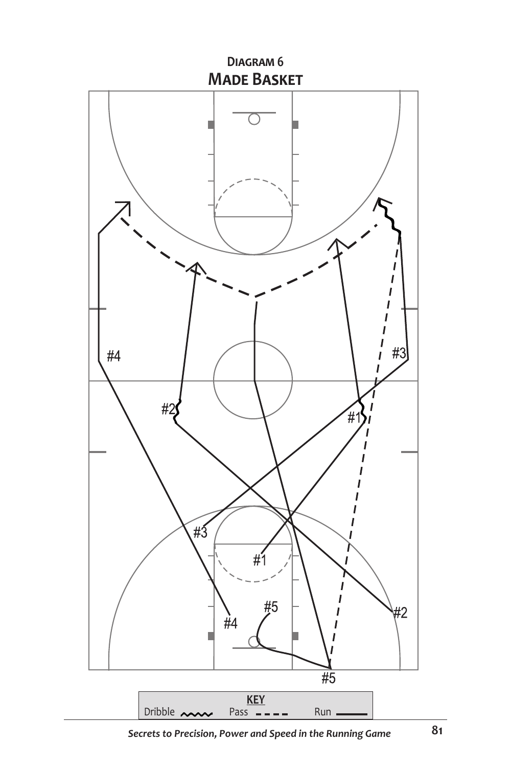## Diagram 6
## Made Basket

#4

#2

#3

#1

#3

#1

#5

#4

#2

#5

**KEY**

Dribble Pass Run